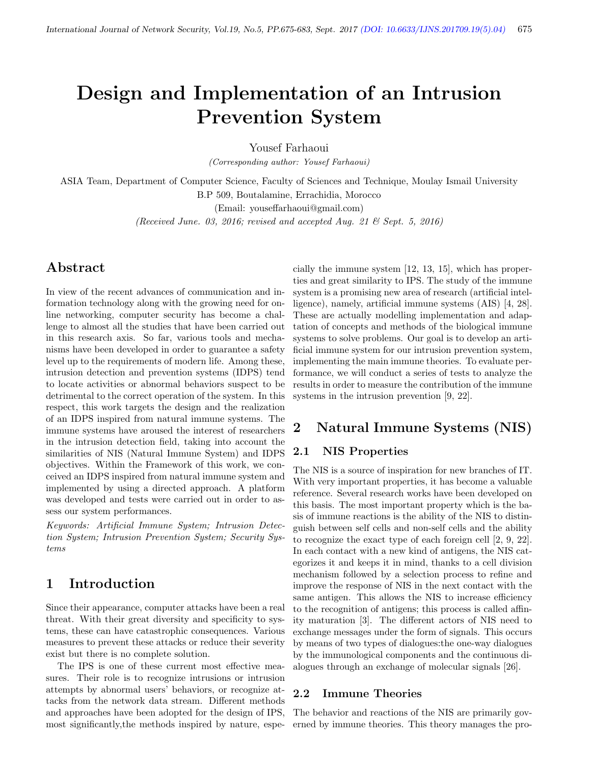# Design and Implementation of an Intrusion Prevention System

Yousef Farhaoui

*(Corresponding author: Yousef Farhaoui)*

ASIA Team, Department of Computer Science, Faculty of Sciences and Technique, Moulay Ismail University

B.P 509, Boutalamine, Errachidia, Morocco

(Email: youseffarhaoui@gmail.com)

*(Received June. 03, 2016; revised and accepted Aug. 21 & Sept. 5, 2016)*

## Abstract

In view of the recent advances of communication and information technology along with the growing need for online networking, computer security has become a challenge to almost all the studies that have been carried out in this research axis. So far, various tools and mechanisms have been developed in order to guarantee a safety level up to the requirements of modern life. Among these, intrusion detection and prevention systems (IDPS) tend to locate activities or abnormal behaviors suspect to be detrimental to the correct operation of the system. In this respect, this work targets the design and the realization of an IDPS inspired from natural immune systems. The immune systems have aroused the interest of researchers in the intrusion detection field, taking into account the similarities of NIS (Natural Immune System) and IDPS objectives. Within the Framework of this work, we conceived an IDPS inspired from natural immune system and implemented by using a directed approach. A platform was developed and tests were carried out in order to assess our system performances.

*Keywords: Artificial Immune System; Intrusion Detection System; Intrusion Prevention System; Security Systems*

## 1 Introduction

Since their appearance, computer attacks have been a real threat. With their great diversity and specificity to systems, these can have catastrophic consequences. Various measures to prevent these attacks or reduce their severity exist but there is no complete solution.

The IPS is one of these current most effective measures. Their role is to recognize intrusions or intrusion attempts by abnormal users' behaviors, or recognize attacks from the network data stream. Different methods and approaches have been adopted for the design of IPS, most significantly,the methods inspired by nature, especially the immune system [12, 13, 15], which has properties and great similarity to IPS. The study of the immune system is a promising new area of research (artificial intelligence), namely, artificial immune systems (AIS) [4, 28]. These are actually modelling implementation and adaptation of concepts and methods of the biological immune systems to solve problems. Our goal is to develop an artificial immune system for our intrusion prevention system, implementing the main immune theories. To evaluate performance, we will conduct a series of tests to analyze the results in order to measure the contribution of the immune systems in the intrusion prevention [9, 22].

## 2 Natural Immune Systems (NIS)

### 2.1 NIS Properties

The NIS is a source of inspiration for new branches of IT. With very important properties, it has become a valuable reference. Several research works have been developed on this basis. The most important property which is the basis of immune reactions is the ability of the NIS to distinguish between self cells and non-self cells and the ability to recognize the exact type of each foreign cell [2, 9, 22]. In each contact with a new kind of antigens, the NIS categorizes it and keeps it in mind, thanks to a cell division mechanism followed by a selection process to refine and improve the response of NIS in the next contact with the same antigen. This allows the NIS to increase efficiency to the recognition of antigens; this process is called affinity maturation [3]. The different actors of NIS need to exchange messages under the form of signals. This occurs by means of two types of dialogues:the one-way dialogues by the immunological components and the continuous dialogues through an exchange of molecular signals [26].

### 2.2 Immune Theories

The behavior and reactions of the NIS are primarily governed by immune theories. This theory manages the pro-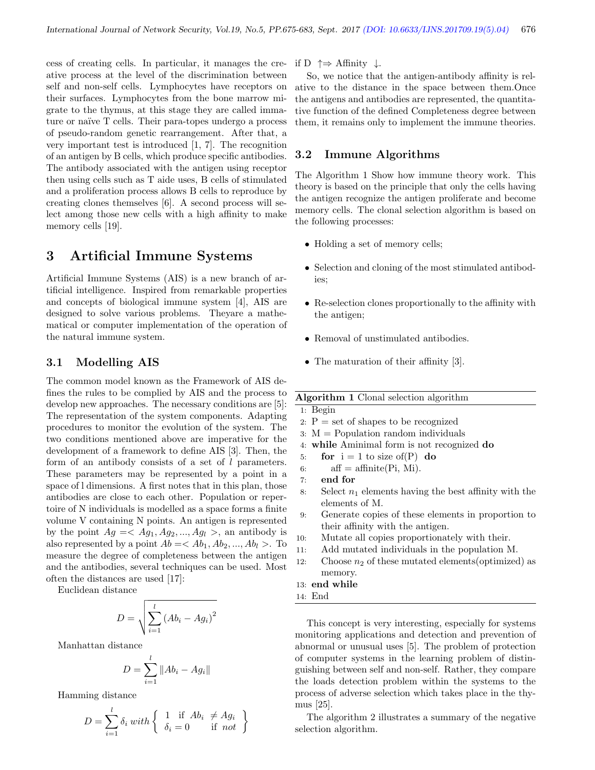cess of creating cells. In particular, it manages the creative process at the level of the discrimination between self and non-self cells. Lymphocytes have receptors on their surfaces. Lymphocytes from the bone marrow migrate to the thymus, at this stage they are called immature or naïve T cells. Their para-topes undergo a process of pseudo-random genetic rearrangement. After that, a very important test is introduced [1, 7]. The recognition of an antigen by B cells, which produce specific antibodies. The antibody associated with the antigen using receptor then using cells such as T aide uses, B cells of stimulated and a proliferation process allows B cells to reproduce by creating clones themselves [6]. A second process will select among those new cells with a high affinity to make memory cells [19].

# 3 Artificial Immune Systems

Artificial Immune Systems (AIS) is a new branch of artificial intelligence. Inspired from remarkable properties and concepts of biological immune system [4], AIS are designed to solve various problems. Theyare a mathematical or computer implementation of the operation of the natural immune system.

## 3.1 Modelling AIS

The common model known as the Framework of AIS defines the rules to be complied by AIS and the process to develop new approaches. The necessary conditions are [5]: The representation of the system components. Adapting procedures to monitor the evolution of the system. The two conditions mentioned above are imperative for the development of a framework to define AIS [3]. Then, the form of an antibody consists of a set of $l$ parameters. These parameters may be represented by a point in a space of l dimensions. A first notes that in this plan, those antibodies are close to each other. Population or repertoire of N individuals is modelled as a space forms a finite volume V containing N points. An antigen is represented by the point $Ag =< Ag_1, Ag_2, ..., Ag_l >$, an antibody is also represented by a point $Ab =< Ab_1, Ab_2, ..., Ab_l >$. To measure the degree of completeness between the antigen and the antibodies, several techniques can be used. Most often the distances are used [17]:

Euclidean distance

$$D = \sqrt{\sum_{i=1}^{l} (Ab_i - Ag_i)^2}$$

Manhattan distance

$$D = \sum_{i=1}^{l} \|Ab_i - Ag_i\|$$

Hamming distance

$$D = \sum_{i=1}^{l} \delta_i \; with \left\{ \begin{array}{ll} 1 \;\; \text{if} \;\; Ab_i \neq Ag_i \\ \delta_i = 0 \quad\quad \text{if} \;\; not \end{array} \right\}$$

if D $\uparrow \Rightarrow$ Affinity $\downarrow$.

So, we notice that the antigen-antibody affinity is relative to the distance in the space between them.Once the antigens and antibodies are represented, the quantitative function of the defined Completeness degree between them, it remains only to implement the immune theories.

## 3.2 Immune Algorithms

The Algorithm 1 Show how immune theory work. This theory is based on the principle that only the cells having the antigen recognize the antigen proliferate and become memory cells. The clonal selection algorithm is based on the following processes:

- Holding a set of memory cells;
- Selection and cloning of the most stimulated antibodies;
- Re-selection clones proportionally to the affinity with the antigen;
- Removal of unstimulated antibodies.
- The maturation of their affinity [3].

**Algorithm 1** Clonal selection algorithm

```
1:  Begin
2:  P = set of shapes to be recognized
3:  M = Population random individuals
4:  while Aminimal form is not recognized do
5:      for i = 1 to size of(P) do
6:          aff = affinite(Pi, Mi).
7:      end for
8:      Select n1 elements having the best affinity with the
        elements of M.
9:      Generate copies of these elements in proportion to
        their affinity with the antigen.
10:     Mutate all copies proportionately with their.
11:     Add mutated individuals in the population M.
12:     Choose n2 of these mutated elements(optimized) as
        memory.
13: end while
14: End
```

This concept is very interesting, especially for systems monitoring applications and detection and prevention of abnormal or unusual uses [5]. The problem of protection of computer systems in the learning problem of distinguishing between self and non-self. Rather, they compare the loads detection problem within the systems to the process of adverse selection which takes place in the thymus [25].

The algorithm 2 illustrates a summary of the negative selection algorithm.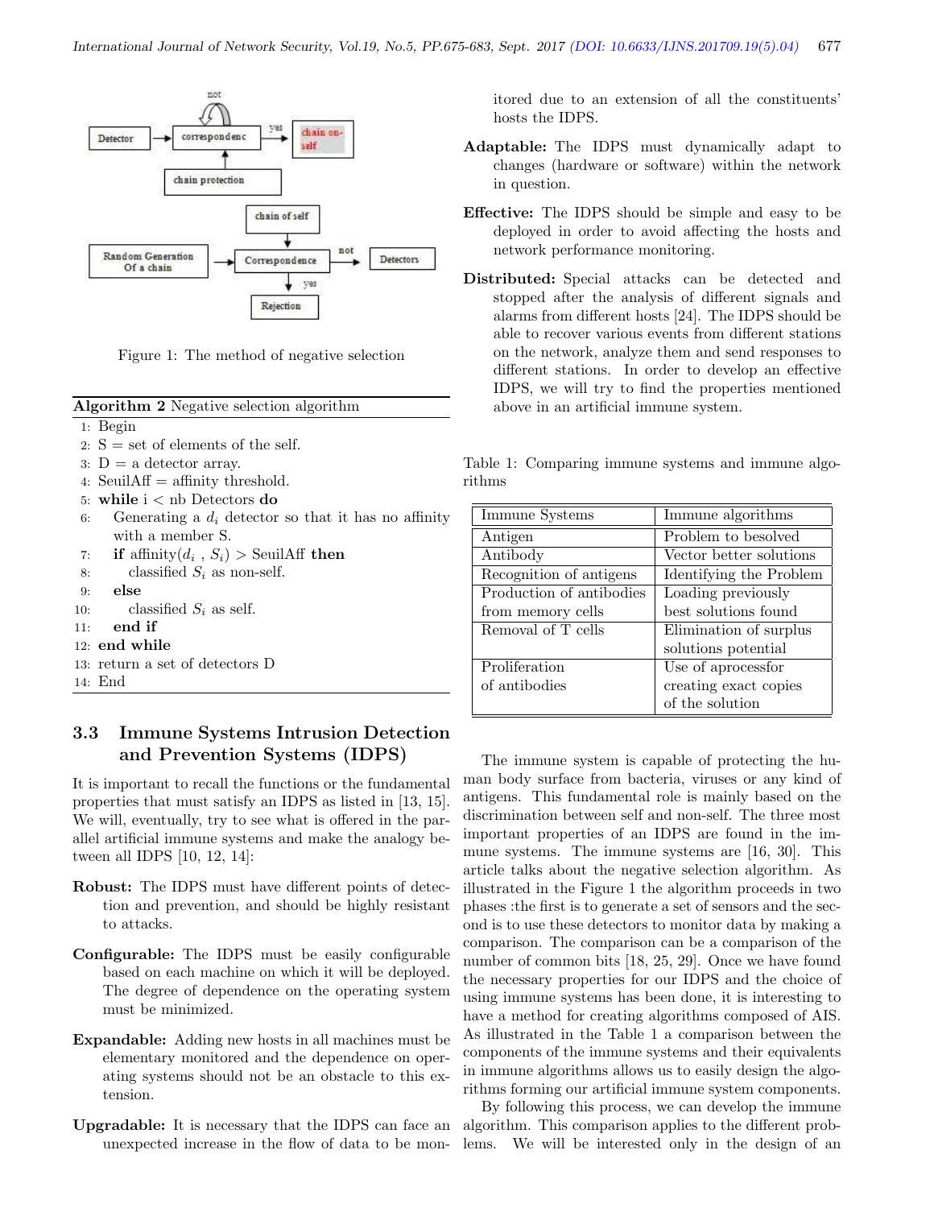Figure 1: The method of negative selection

**Algorithm 2** Negative selection algorithm

1: Begin
2: S = set of elements of the self.
3: D = a detector array.
4: SeuilAff = affinity threshold.
5: **while** i < nb Detectors **do**
6: Generating a $d_i$ detector so that it has no affinity with a member S.
7: **if** affinity($d_i$ , $S_i$) > SeuilAff **then**
8: classified $S_i$ as non-self.
9: **else**
10: classified $S_i$ as self.
11: **end if**
12: **end while**
13: return a set of detectors D
14: End

### 3.3 Immune Systems Intrusion Detection and Prevention Systems (IDPS)

It is important to recall the functions or the fundamental properties that must satisfy an IDPS as listed in [13, 15]. We will, eventually, try to see what is offered in the parallel artificial immune systems and make the analogy between all IDPS [10, 12, 14]:

**Robust:** The IDPS must have different points of detection and prevention, and should be highly resistant to attacks.

**Configurable:** The IDPS must be easily configurable based on each machine on which it will be deployed. The degree of dependence on the operating system must be minimized.

**Expandable:** Adding new hosts in all machines must be elementary monitored and the dependence on operating systems should not be an obstacle to this extension.

**Upgradable:** It is necessary that the IDPS can face an unexpected increase in the flow of data to be monitored due to an extension of all the constituents' hosts the IDPS.

**Adaptable:** The IDPS must dynamically adapt to changes (hardware or software) within the network in question.

**Effective:** The IDPS should be simple and easy to be deployed in order to avoid affecting the hosts and network performance monitoring.

**Distributed:** Special attacks can be detected and stopped after the analysis of different signals and alarms from different hosts [24]. The IDPS should be able to recover various events from different stations on the network, analyze them and send responses to different stations. In order to develop an effective IDPS, we will try to find the properties mentioned above in an artificial immune system.

Table 1: Comparing immune systems and immune algorithms

| Immune Systems | Immune algorithms |
|---|---|
| Antigen | Problem to besolved |
| Antibody | Vector better solutions |
| Recognition of antigens | Identifying the Problem |
| Production of antibodies from memory cells | Loading previously best solutions found |
| Removal of T cells | Elimination of surplus solutions potential |
| Proliferation of antibodies | Use of aprocessfor creating exact copies of the solution |

The immune system is capable of protecting the human body surface from bacteria, viruses or any kind of antigens. This fundamental role is mainly based on the discrimination between self and non-self. The three most important properties of an IDPS are found in the immune systems. The immune systems are [16, 30]. This article talks about the negative selection algorithm. As illustrated in the Figure 1 the algorithm proceeds in two phases :the first is to generate a set of sensors and the second is to use these detectors to monitor data by making a comparison. The comparison can be a comparison of the number of common bits [18, 25, 29]. Once we have found the necessary properties for our IDPS and the choice of using immune systems has been done, it is interesting to have a method for creating algorithms composed of AIS. As illustrated in the Table 1 a comparison between the components of the immune systems and their equivalents in immune algorithms allows us to easily design the algorithms forming our artificial immune system components.

By following this process, we can develop the immune algorithm. This comparison applies to the different problems. We will be interested only in the design of an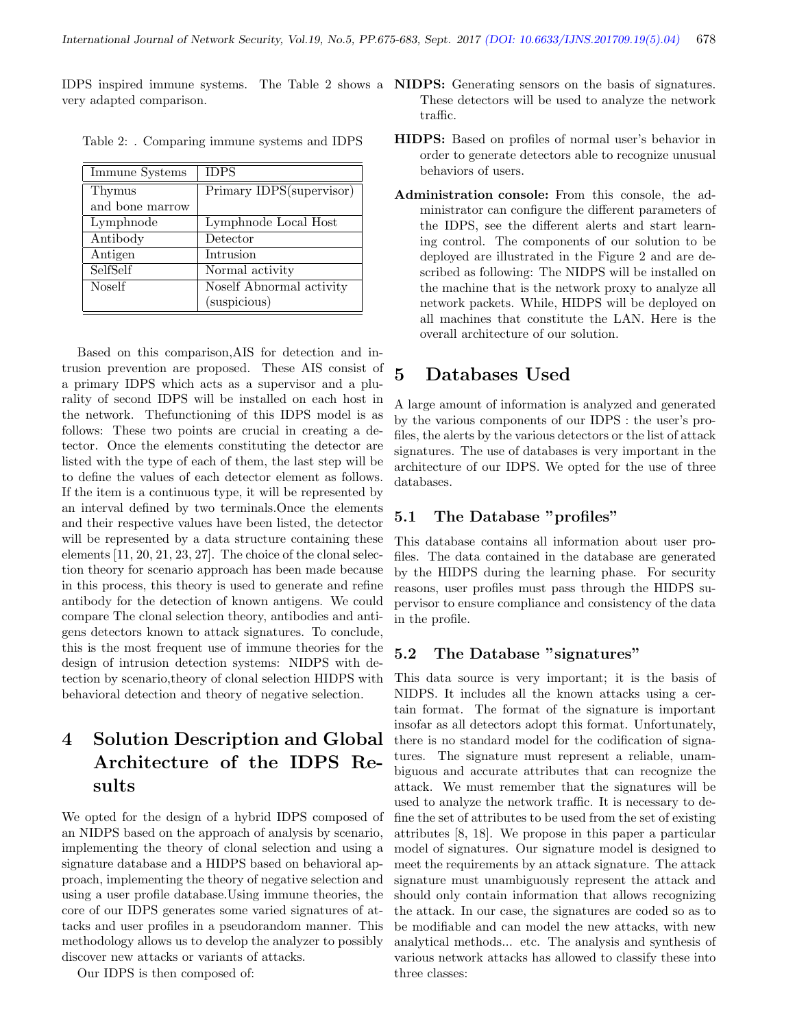IDPS inspired immune systems. The Table 2 shows a very adapted comparison.

Table 2: . Comparing immune systems and IDPS

| Immune Systems | IDPS |
|---|---|
| Thymus and bone marrow | Primary IDPS(supervisor) |
| Lymphnode | Lymphnode Local Host |
| Antibody | Detector |
| Antigen | Intrusion |
| SelfSelf | Normal activity |
| Noself | Noself Abnormal activity (suspicious) |

Based on this comparison,AIS for detection and intrusion prevention are proposed. These AIS consist of a primary IDPS which acts as a supervisor and a plurality of second IDPS will be installed on each host in the network. Thefunctioning of this IDPS model is as follows: These two points are crucial in creating a detector. Once the elements constituting the detector are listed with the type of each of them, the last step will be to define the values of each detector element as follows. If the item is a continuous type, it will be represented by an interval defined by two terminals.Once the elements and their respective values have been listed, the detector will be represented by a data structure containing these elements [11, 20, 21, 23, 27]. The choice of the clonal selection theory for scenario approach has been made because in this process, this theory is used to generate and refine antibody for the detection of known antigens. We could compare The clonal selection theory, antibodies and antigens detectors known to attack signatures. To conclude, this is the most frequent use of immune theories for the design of intrusion detection systems: NIDPS with detection by scenario,theory of clonal selection HIDPS with behavioral detection and theory of negative selection.

# 4 Solution Description and Global Architecture of the IDPS Results

We opted for the design of a hybrid IDPS composed of an NIDPS based on the approach of analysis by scenario, implementing the theory of clonal selection and using a signature database and a HIDPS based on behavioral approach, implementing the theory of negative selection and using a user profile database.Using immune theories, the core of our IDPS generates some varied signatures of attacks and user profiles in a pseudorandom manner. This methodology allows us to develop the analyzer to possibly discover new attacks or variants of attacks.

Our IDPS is then composed of:

**NIDPS:** Generating sensors on the basis of signatures. These detectors will be used to analyze the network traffic.

**HIDPS:** Based on profiles of normal user's behavior in order to generate detectors able to recognize unusual behaviors of users.

**Administration console:** From this console, the administrator can configure the different parameters of the IDPS, see the different alerts and start learning control. The components of our solution to be deployed are illustrated in the Figure 2 and are described as following: The NIDPS will be installed on the machine that is the network proxy to analyze all network packets. While, HIDPS will be deployed on all machines that constitute the LAN. Here is the overall architecture of our solution.

# 5 Databases Used

A large amount of information is analyzed and generated by the various components of our IDPS : the user's profiles, the alerts by the various detectors or the list of attack signatures. The use of databases is very important in the architecture of our IDPS. We opted for the use of three databases.

## 5.1 The Database "profiles"

This database contains all information about user profiles. The data contained in the database are generated by the HIDPS during the learning phase. For security reasons, user profiles must pass through the HIDPS supervisor to ensure compliance and consistency of the data in the profile.

## 5.2 The Database "signatures"

This data source is very important; it is the basis of NIDPS. It includes all the known attacks using a certain format. The format of the signature is important insofar as all detectors adopt this format. Unfortunately, there is no standard model for the codification of signatures. The signature must represent a reliable, unambiguous and accurate attributes that can recognize the attack. We must remember that the signatures will be used to analyze the network traffic. It is necessary to define the set of attributes to be used from the set of existing attributes [8, 18]. We propose in this paper a particular model of signatures. Our signature model is designed to meet the requirements by an attack signature. The attack signature must unambiguously represent the attack and should only contain information that allows recognizing the attack. In our case, the signatures are coded so as to be modifiable and can model the new attacks, with new analytical methods... etc. The analysis and synthesis of various network attacks has allowed to classify these into three classes: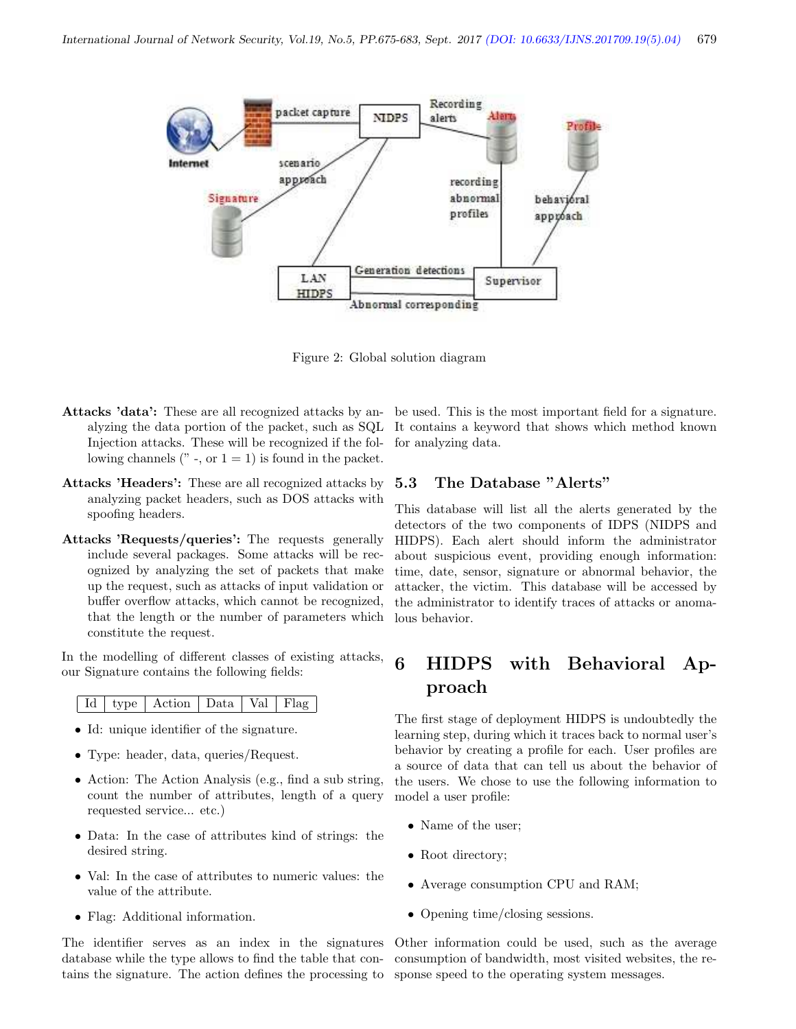Figure 2: Global solution diagram

**Attacks 'data':** These are all recognized attacks by analyzing the data portion of the packet, such as SQL Injection attacks. These will be recognized if the following channels (" -, or 1 = 1) is found in the packet.

**Attacks 'Headers':** These are all recognized attacks by analyzing packet headers, such as DOS attacks with spoofing headers.

**Attacks 'Requests/queries':** The requests generally include several packages. Some attacks will be recognized by analyzing the set of packets that make up the request, such as attacks of input validation or buffer overflow attacks, which cannot be recognized, that the length or the number of parameters which constitute the request.

In the modelling of different classes of existing attacks, our Signature contains the following fields:

| Id | type | Action | Data | Val | Flag |
|---|---|---|---|---|---|

- Id: unique identifier of the signature.
- Type: header, data, queries/Request.
- Action: The Action Analysis (e.g., find a sub string, count the number of attributes, length of a query requested service... etc.)
- Data: In the case of attributes kind of strings: the desired string.
- Val: In the case of attributes to numeric values: the value of the attribute.
- Flag: Additional information.

The identifier serves as an index in the signatures database while the type allows to find the table that contains the signature. The action defines the processing to be used. This is the most important field for a signature. It contains a keyword that shows which method known for analyzing data.

### 5.3 The Database "Alerts"

This database will list all the alerts generated by the detectors of the two components of IDPS (NIDPS and HIDPS). Each alert should inform the administrator about suspicious event, providing enough information: time, date, sensor, signature or abnormal behavior, the attacker, the victim. This database will be accessed by the administrator to identify traces of attacks or anomalous behavior.

## 6 HIDPS with Behavioral Approach

The first stage of deployment HIDPS is undoubtedly the learning step, during which it traces back to normal user's behavior by creating a profile for each. User profiles are a source of data that can tell us about the behavior of the users. We chose to use the following information to model a user profile:

- Name of the user;
- Root directory;
- Average consumption CPU and RAM;
- Opening time/closing sessions.

Other information could be used, such as the average consumption of bandwidth, most visited websites, the response speed to the operating system messages.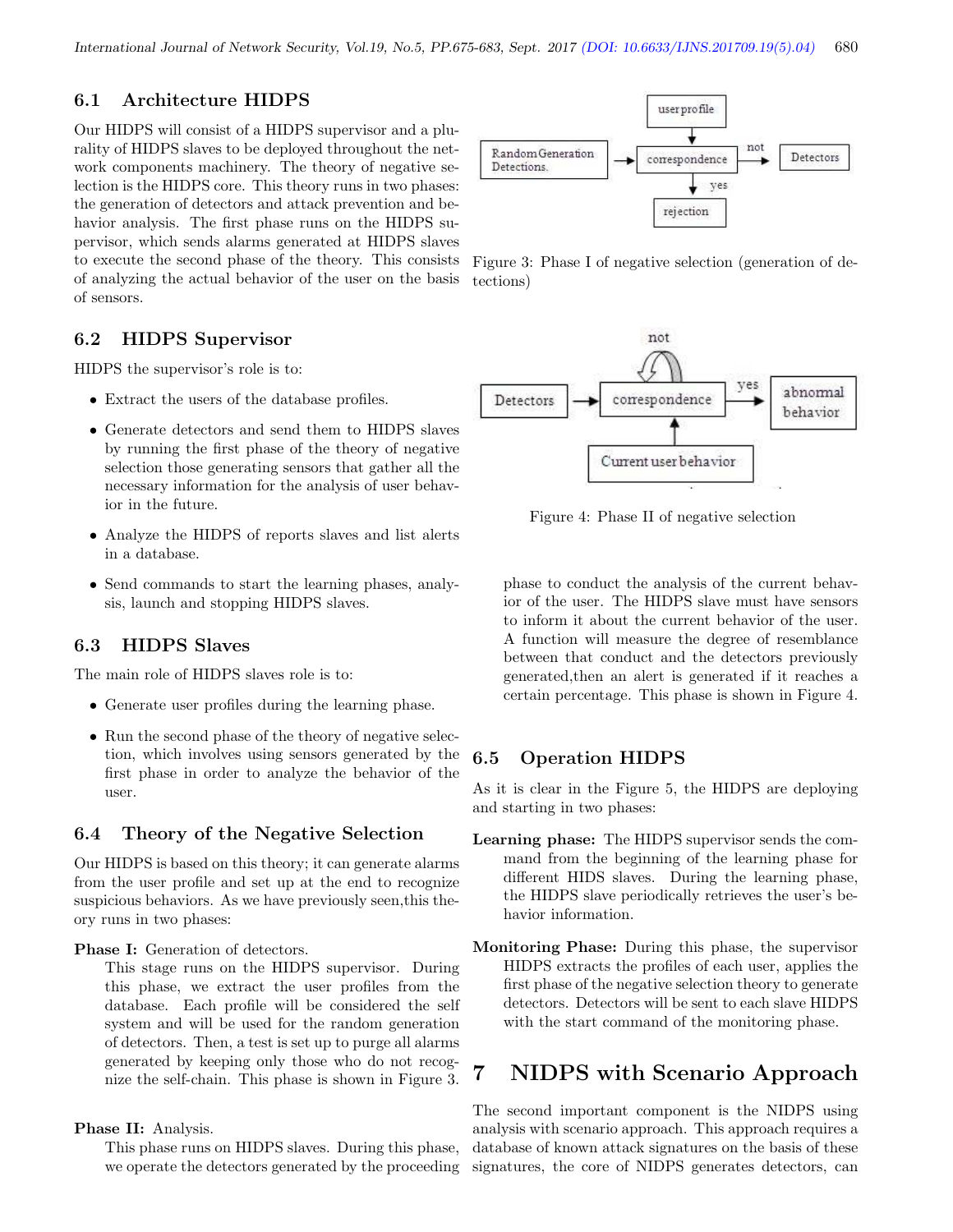## 6.1 Architecture HIDPS

Our HIDPS will consist of a HIDPS supervisor and a plurality of HIDPS slaves to be deployed throughout the network components machinery. The theory of negative selection is the HIDPS core. This theory runs in two phases: the generation of detectors and attack prevention and behavior analysis. The first phase runs on the HIDPS supervisor, which sends alarms generated at HIDPS slaves to execute the second phase of the theory. This consists of analyzing the actual behavior of the user on the basis of sensors.

Figure 3: Phase I of negative selection (generation of detections)

## 6.2 HIDPS Supervisor

HIDPS the supervisor's role is to:

- Extract the users of the database profiles.
- Generate detectors and send them to HIDPS slaves by running the first phase of the theory of negative selection those generating sensors that gather all the necessary information for the analysis of user behavior in the future.
- Analyze the HIDPS of reports slaves and list alerts in a database.
- Send commands to start the learning phases, analysis, launch and stopping HIDPS slaves.

Figure 4: Phase II of negative selection

## 6.3 HIDPS Slaves

The main role of HIDPS slaves role is to:

- Generate user profiles during the learning phase.
- Run the second phase of the theory of negative selection, which involves using sensors generated by the first phase in order to analyze the behavior of the user.

## 6.4 Theory of the Negative Selection

Our HIDPS is based on this theory; it can generate alarms from the user profile and set up at the end to recognize suspicious behaviors. As we have previously seen,this theory runs in two phases:

**Phase I:** Generation of detectors.
This stage runs on the HIDPS supervisor. During this phase, we extract the user profiles from the database. Each profile will be considered the self system and will be used for the random generation of detectors. Then, a test is set up to purge all alarms generated by keeping only those who do not recognize the self-chain. This phase is shown in Figure 3.

**Phase II:** Analysis.
This phase runs on HIDPS slaves. During this phase, we operate the detectors generated by the proceeding phase to conduct the analysis of the current behavior of the user. The HIDPS slave must have sensors to inform it about the current behavior of the user. A function will measure the degree of resemblance between that conduct and the detectors previously generated,then an alert is generated if it reaches a certain percentage. This phase is shown in Figure 4.

## 6.5 Operation HIDPS

As it is clear in the Figure 5, the HIDPS are deploying and starting in two phases:

**Learning phase:** The HIDPS supervisor sends the command from the beginning of the learning phase for different HIDS slaves. During the learning phase, the HIDPS slave periodically retrieves the user's behavior information.

**Monitoring Phase:** During this phase, the supervisor HIDPS extracts the profiles of each user, applies the first phase of the negative selection theory to generate detectors. Detectors will be sent to each slave HIDPS with the start command of the monitoring phase.

# 7 NIDPS with Scenario Approach

The second important component is the NIDPS using analysis with scenario approach. This approach requires a database of known attack signatures on the basis of these signatures, the core of NIDPS generates detectors, can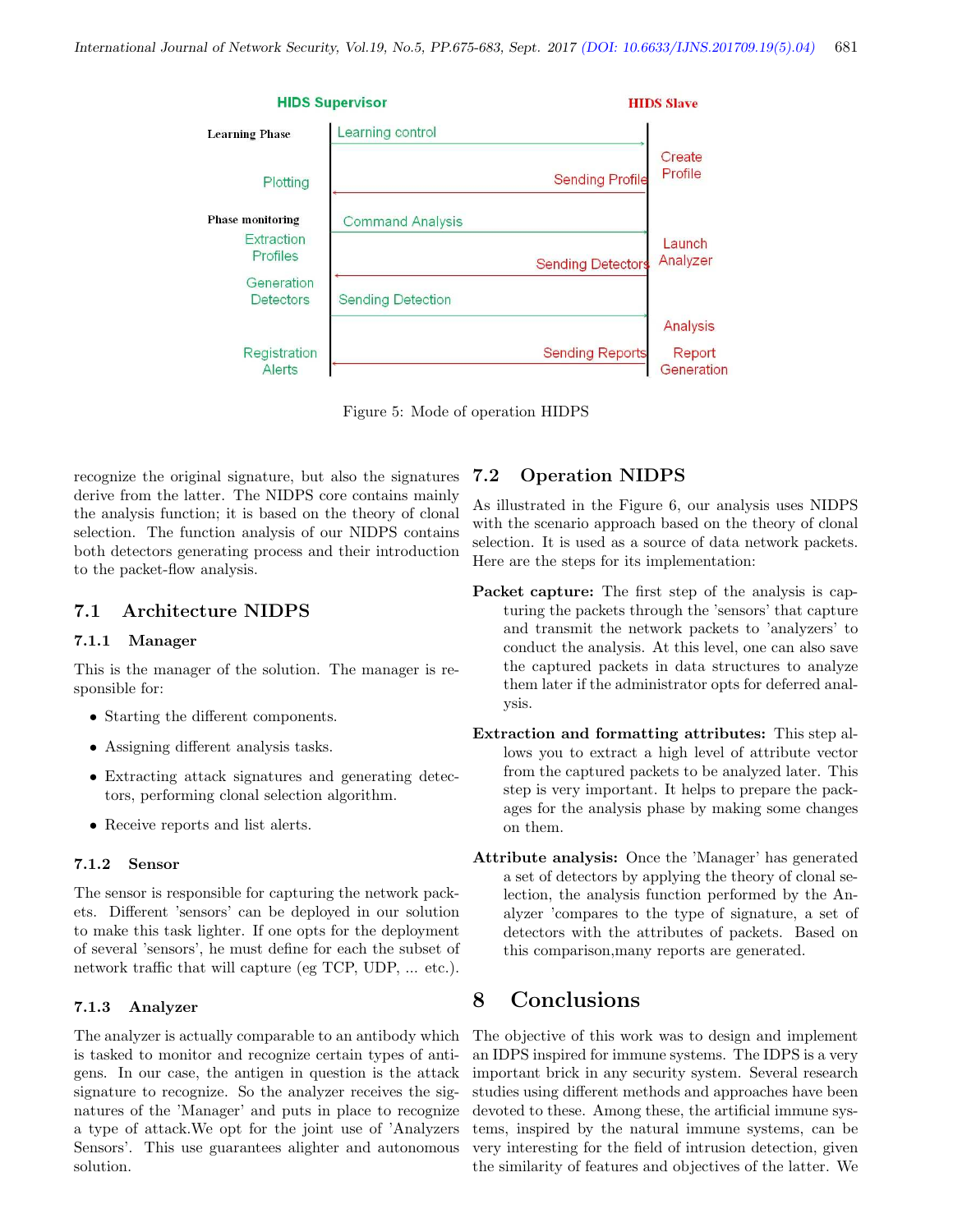Figure 5: Mode of operation HIDPS

recognize the original signature, but also the signatures derive from the latter. The NIDPS core contains mainly the analysis function; it is based on the theory of clonal selection. The function analysis of our NIDPS contains both detectors generating process and their introduction to the packet-flow analysis.

## 7.1 Architecture NIDPS

### 7.1.1 Manager

This is the manager of the solution. The manager is responsible for:

- Starting the different components.
- Assigning different analysis tasks.
- Extracting attack signatures and generating detectors, performing clonal selection algorithm.
- Receive reports and list alerts.

### 7.1.2 Sensor

The sensor is responsible for capturing the network packets. Different 'sensors' can be deployed in our solution to make this task lighter. If one opts for the deployment of several 'sensors', he must define for each the subset of network traffic that will capture (eg TCP, UDP, ... etc.).

### 7.1.3 Analyzer

The analyzer is actually comparable to an antibody which is tasked to monitor and recognize certain types of antigens. In our case, the antigen in question is the attack signature to recognize. So the analyzer receives the signatures of the 'Manager' and puts in place to recognize a type of attack.We opt for the joint use of 'Analyzers Sensors'. This use guarantees alighter and autonomous solution.

## 7.2 Operation NIDPS

As illustrated in the Figure 6, our analysis uses NIDPS with the scenario approach based on the theory of clonal selection. It is used as a source of data network packets. Here are the steps for its implementation:

**Packet capture:** The first step of the analysis is capturing the packets through the 'sensors' that capture and transmit the network packets to 'analyzers' to conduct the analysis. At this level, one can also save the captured packets in data structures to analyze them later if the administrator opts for deferred analysis.

**Extraction and formatting attributes:** This step allows you to extract a high level of attribute vector from the captured packets to be analyzed later. This step is very important. It helps to prepare the packages for the analysis phase by making some changes on them.

**Attribute analysis:** Once the 'Manager' has generated a set of detectors by applying the theory of clonal selection, the analysis function performed by the Analyzer 'compares to the type of signature, a set of detectors with the attributes of packets. Based on this comparison,many reports are generated.

# 8 Conclusions

The objective of this work was to design and implement an IDPS inspired for immune systems. The IDPS is a very important brick in any security system. Several research studies using different methods and approaches have been devoted to these issues. Among these, the artificial immune systems, inspired by the natural immune systems, can be very interesting for the field of intrusion detection, given the similarity of features and objectives of the latter. We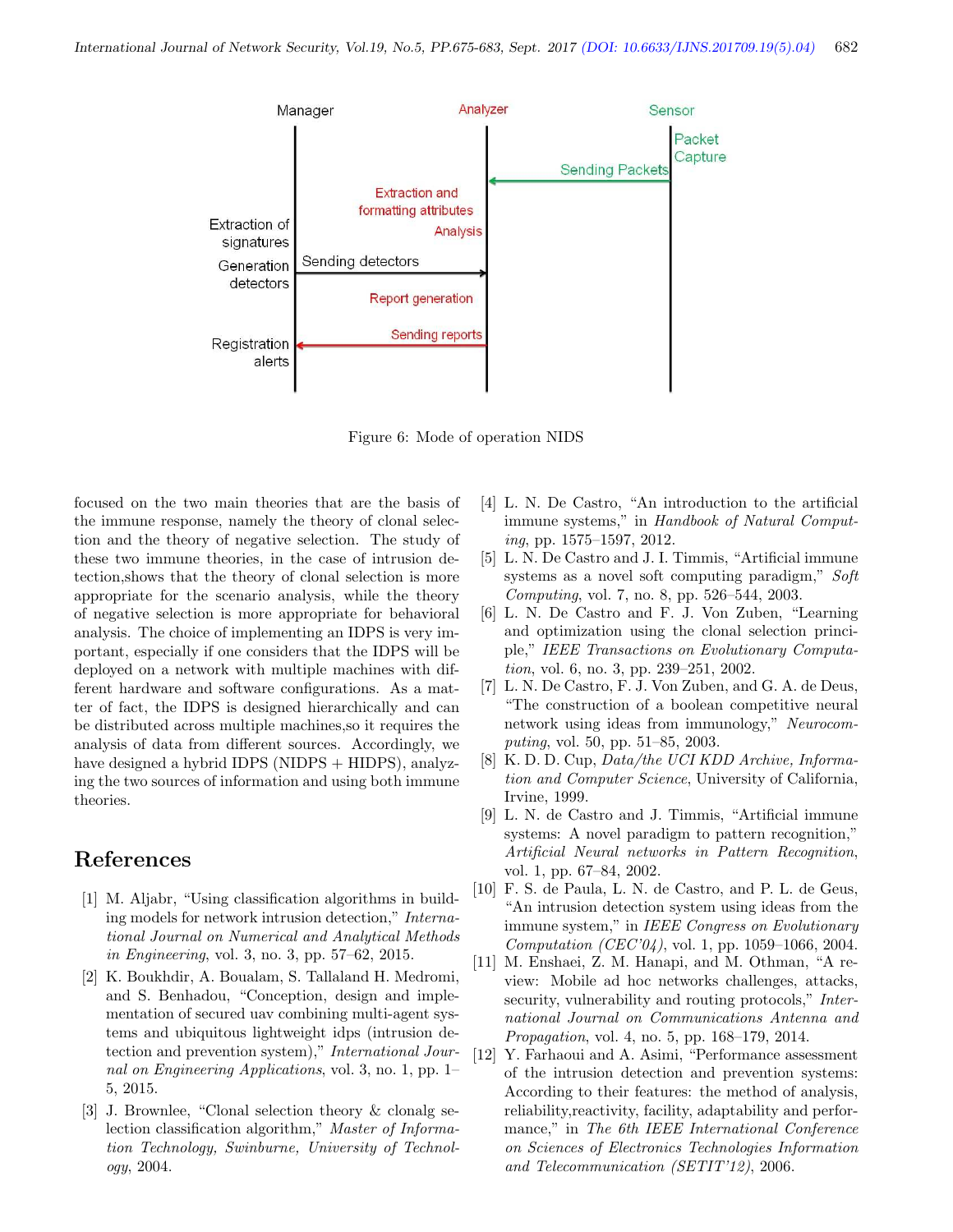Figure 6: Mode of operation NIDS

focused on the two main theories that are the basis of the immune response, namely the theory of clonal selection and the theory of negative selection. The study of these two immune theories, in the case of intrusion detection,shows that the theory of clonal selection is more appropriate for the scenario analysis, while the theory of negative selection is more appropriate for behavioral analysis. The choice of implementing an IDPS is very important, especially if one considers that the IDPS will be deployed on a network with multiple machines with different hardware and software configurations. As a matter of fact, the IDPS is designed hierarchically and can be distributed across multiple machines,so it requires the analysis of data from different sources. Accordingly, we have designed a hybrid IDPS (NIDPS + HIDPS), analyzing the two sources of information and using both immune theories.

## References

[1] M. Aljabr, "Using classification algorithms in building models for network intrusion detection," *International Journal on Numerical and Analytical Methods in Engineering*, vol. 3, no. 3, pp. 57–62, 2015.

[2] K. Boukhdir, A. Boualam, S. Tallaland H. Medromi, and S. Benhadou, "Conception, design and implementation of secured uav combining multi-agent systems and ubiquitous lightweight idps (intrusion detection and prevention system)," *International Journal on Engineering Applications*, vol. 3, no. 1, pp. 1–5, 2015.

[3] J. Brownlee, "Clonal selection theory & clonalg selection classification algorithm," *Master of Information Technology, Swinburne, University of Technology*, 2004.

[4] L. N. De Castro, "An introduction to the artificial immune systems," in *Handbook of Natural Computing*, pp. 1575–1597, 2012.

[5] L. N. De Castro and J. I. Timmis, "Artificial immune systems as a novel soft computing paradigm," *Soft Computing*, vol. 7, no. 8, pp. 526–544, 2003.

[6] L. N. De Castro and F. J. Von Zuben, "Learning and optimization using the clonal selection principle," *IEEE Transactions on Evolutionary Computation*, vol. 6, no. 3, pp. 239–251, 2002.

[7] L. N. De Castro, F. J. Von Zuben, and G. A. de Deus, "The construction of a boolean competitive neural network using ideas from immunology," *Neurocomputing*, vol. 50, pp. 51–85, 2003.

[8] K. D. D. Cup, *Data/the UCI KDD Archive, Information and Computer Science*, University of California, Irvine, 1999.

[9] L. N. de Castro and J. Timmis, "Artificial immune systems: A novel paradigm to pattern recognition," *Artificial Neural networks in Pattern Recognition*, vol. 1, pp. 67–84, 2002.

[10] F. S. de Paula, L. N. de Castro, and P. L. de Geus, "An intrusion detection system using ideas from the immune system," in *IEEE Congress on Evolutionary Computation (CEC'04)*, vol. 1, pp. 1059–1066, 2004.

[11] M. Enshaei, Z. M. Hanapi, and M. Othman, "A review: Mobile ad hoc networks challenges, attacks, security, vulnerability and routing protocols," *International Journal on Communications Antenna and Propagation*, vol. 4, no. 5, pp. 168–179, 2014.

[12] Y. Farhaoui and A. Asimi, "Performance assessment of the intrusion detection and prevention systems: According to their features: the method of analysis, reliability,reactivity, facility, adaptability and performance," in *The 6th IEEE International Conference on Sciences of Electronics Technologies Information and Telecommunication (SETIT'12)*, 2006.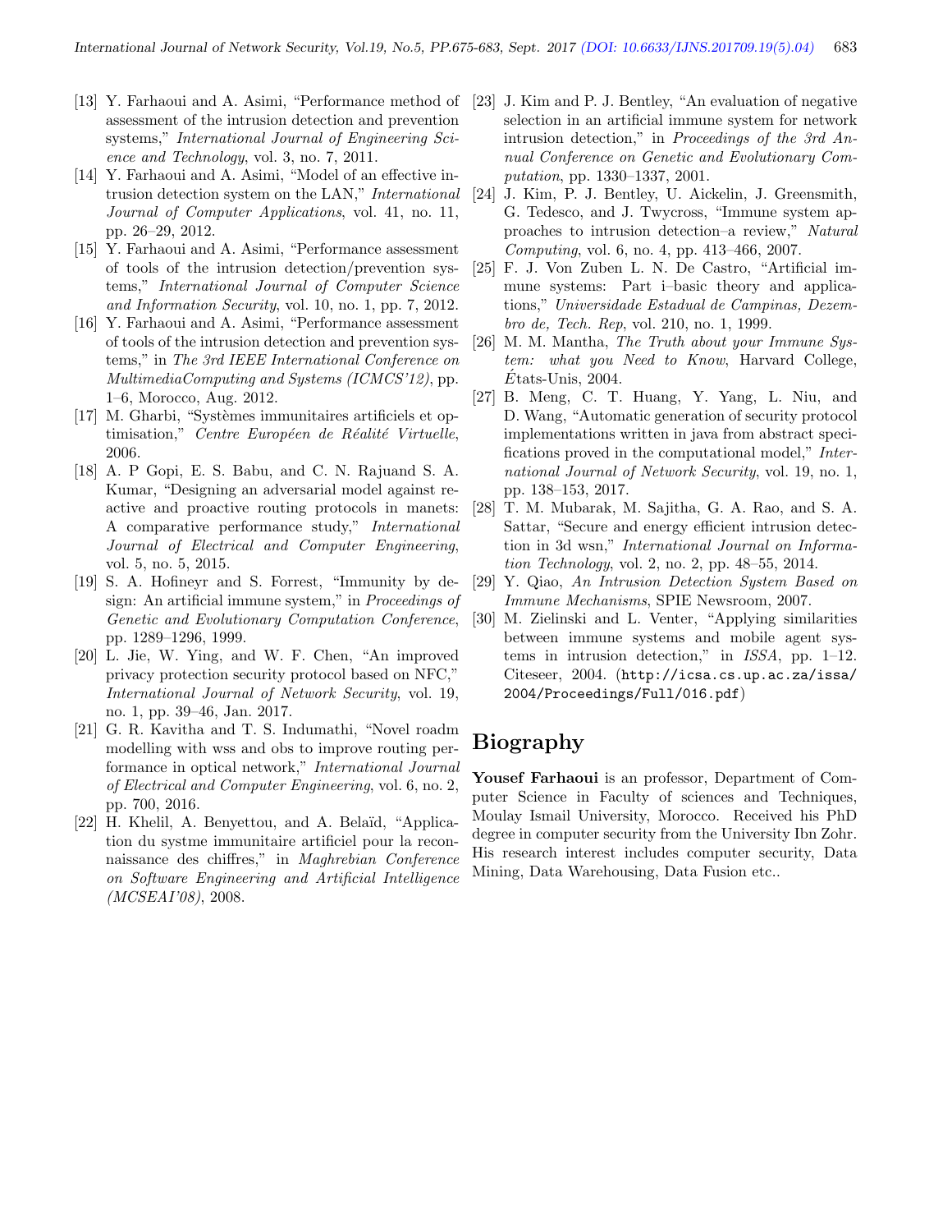[13] Y. Farhaoui and A. Asimi, "Performance method of assessment of the intrusion detection and prevention systems," *International Journal of Engineering Science and Technology*, vol. 3, no. 7, 2011.

[14] Y. Farhaoui and A. Asimi, "Model of an effective intrusion detection system on the LAN," *International Journal of Computer Applications*, vol. 41, no. 11, pp. 26–29, 2012.

[15] Y. Farhaoui and A. Asimi, "Performance assessment of tools of the intrusion detection/prevention systems," *International Journal of Computer Science and Information Security*, vol. 10, no. 1, pp. 7, 2012.

[16] Y. Farhaoui and A. Asimi, "Performance assessment of tools of the intrusion detection and prevention systems," in *The 3rd IEEE International Conference on MultimediaComputing and Systems (ICMCS'12)*, pp. 1–6, Morocco, Aug. 2012.

[17] M. Gharbi, "Systèmes immunitaires artificiels et optimisation," *Centre Européen de Réalité Virtuelle*, 2006.

[18] A. P Gopi, E. S. Babu, and C. N. Rajuand S. A. Kumar, "Designing an adversarial model against reactive and proactive routing protocols in manets: A comparative performance study," *International Journal of Electrical and Computer Engineering*, vol. 5, no. 5, 2015.

[19] S. A. Hofineyr and S. Forrest, "Immunity by design: An artificial immune system," in *Proceedings of Genetic and Evolutionary Computation Conference*, pp. 1289–1296, 1999.

[20] L. Jie, W. Ying, and W. F. Chen, "An improved privacy protection security protocol based on NFC," *International Journal of Network Security*, vol. 19, no. 1, pp. 39–46, Jan. 2017.

[21] G. R. Kavitha and T. S. Indumathi, "Novel roadm modelling with wss and obs to improve routing performance in optical network," *International Journal of Electrical and Computer Engineering*, vol. 6, no. 2, pp. 700, 2016.

[22] H. Khelil, A. Benyettou, and A. Belaïd, "Application du systme immunitaire artificiel pour la reconnaissance des chiffres," in *Maghrebian Conference on Software Engineering and Artificial Intelligence (MCSEAI'08)*, 2008.

[23] J. Kim and P. J. Bentley, "An evaluation of negative selection in an artificial immune system for network intrusion detection," in *Proceedings of the 3rd Annual Conference on Genetic and Evolutionary Computation*, pp. 1330–1337, 2001.

[24] J. Kim, P. J. Bentley, U. Aickelin, J. Greensmith, G. Tedesco, and J. Twycross, "Immune system approaches to intrusion detection–a review," *Natural Computing*, vol. 6, no. 4, pp. 413–466, 2007.

[25] F. J. Von Zuben L. N. De Castro, "Artificial immune systems: Part i–basic theory and applications," *Universidade Estadual de Campinas, Dezembro de, Tech. Rep*, vol. 210, no. 1, 1999.

[26] M. M. Mantha, *The Truth about your Immune System: what you Need to Know*, Harvard College, États-Unis, 2004.

[27] B. Meng, C. T. Huang, Y. Yang, L. Niu, and D. Wang, "Automatic generation of security protocol implementations written in java from abstract specifications proved in the computational model," *International Journal of Network Security*, vol. 19, no. 1, pp. 138–153, 2017.

[28] T. M. Mubarak, M. Sajitha, G. A. Rao, and S. A. Sattar, "Secure and energy efficient intrusion detection in 3d wsn," *International Journal on Information Technology*, vol. 2, no. 2, pp. 48–55, 2014.

[29] Y. Qiao, *An Intrusion Detection System Based on Immune Mechanisms*, SPIE Newsroom, 2007.

[30] M. Zielinski and L. Venter, "Applying similarities between immune systems and mobile agent systems in intrusion detection," in *ISSA*, pp. 1–12. Citeseer, 2004. (http://icsa.cs.up.ac.za/issa/2004/Proceedings/Full/016.pdf)

# Biography

**Yousef Farhaoui** is an professor, Department of Computer Science in Faculty of sciences and Techniques, Moulay Ismail University, Morocco. Received his PhD degree in computer security from the University Ibn Zohr. His research interest includes computer security, Data Mining, Data Warehousing, Data Fusion etc..